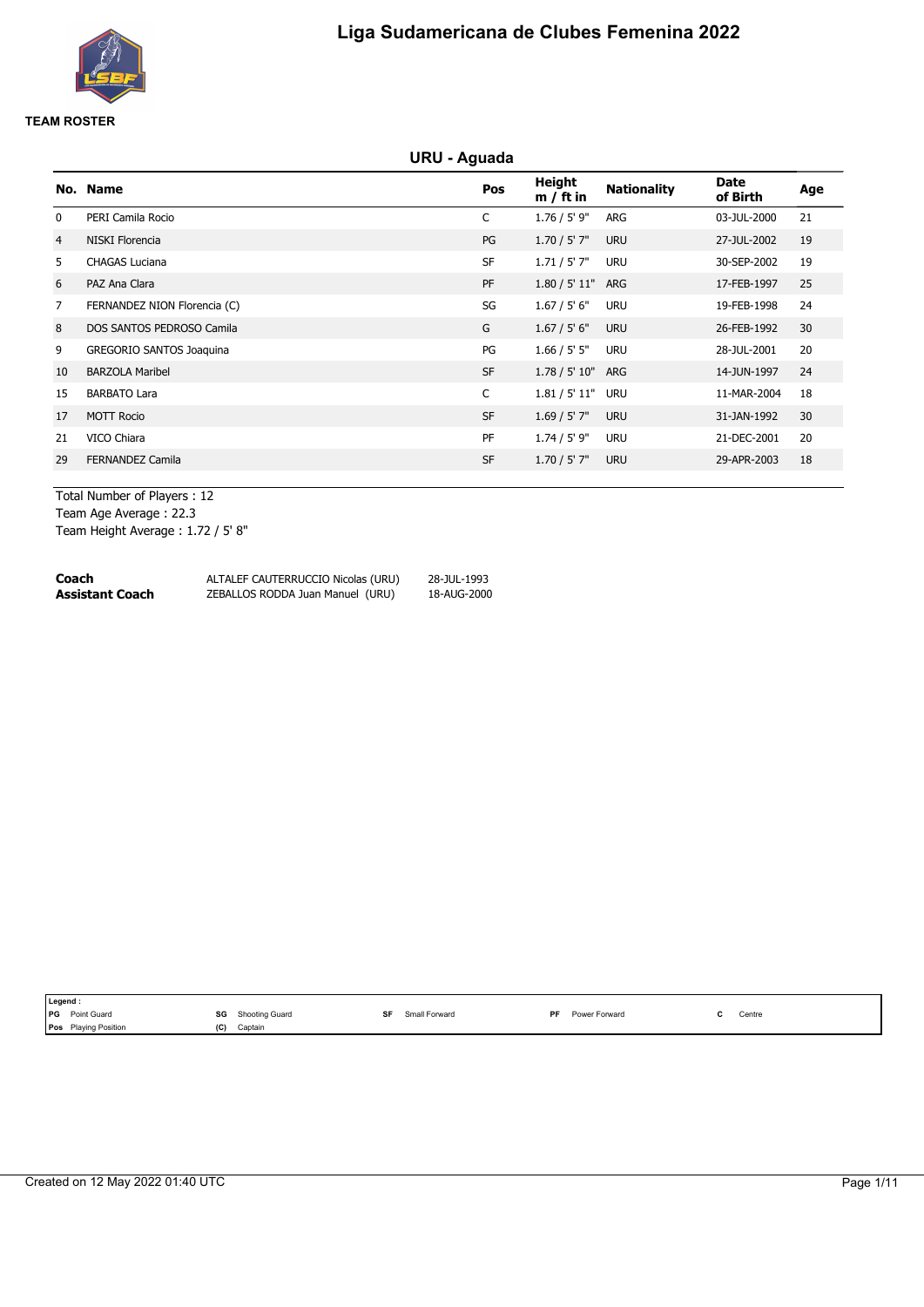# Liga Sudamericana de Clubes Femenina 2022

**TEAM ROSTER**

## URU - Aguada

| No. | Name | Pos | Height m / ft in | Nationality | Date of Birth | Age |
|---|---|---|---|---|---|---|
| 0 | PERI Camila Rocio | C | 1.76 / 5' 9" | ARG | 03-JUL-2000 | 21 |
| 4 | NISKI Florencia | PG | 1.70 / 5' 7" | URU | 27-JUL-2002 | 19 |
| 5 | CHAGAS Luciana | SF | 1.71 / 5' 7" | URU | 30-SEP-2002 | 19 |
| 6 | PAZ Ana Clara | PF | 1.80 / 5' 11" | ARG | 17-FEB-1997 | 25 |
| 7 | FERNANDEZ NION Florencia (C) | SG | 1.67 / 5' 6" | URU | 19-FEB-1998 | 24 |
| 8 | DOS SANTOS PEDROSO Camila | G | 1.67 / 5' 6" | URU | 26-FEB-1992 | 30 |
| 9 | GREGORIO SANTOS Joaquina | PG | 1.66 / 5' 5" | URU | 28-JUL-2001 | 20 |
| 10 | BARZOLA Maribel | SF | 1.78 / 5' 10" | ARG | 14-JUN-1997 | 24 |
| 15 | BARBATO Lara | C | 1.81 / 5' 11" | URU | 11-MAR-2004 | 18 |
| 17 | MOTT Rocio | SF | 1.69 / 5' 7" | URU | 31-JAN-1992 | 30 |
| 21 | VICO Chiara | PF | 1.74 / 5' 9" | URU | 21-DEC-2001 | 20 |
| 29 | FERNANDEZ Camila | SF | 1.70 / 5' 7" | URU | 29-APR-2003 | 18 |

Total Number of Players : 12
Team Age Average : 22.3
Team Height Average : 1.72 / 5' 8"

| | | |
|---|---|---|
| **Coach** | ALTALEF CAUTERRUCCIO Nicolas (URU) | 28-JUL-1993 |
| **Assistant Coach** | ZEBALLOS RODDA Juan Manuel (URU) | 18-AUG-2000 |

**Legend :**

| | | | | | | | | | |
|---|---|---|---|---|---|---|---|---|---|
| **PG** | Point Guard | **SG** | Shooting Guard | **SF** | Small Forward | **PF** | Power Forward | **C** | Centre |
| **Pos** | Playing Position | **(C)** | Captain | | | | | | |

Created on 12 May 2022 01:40 UTC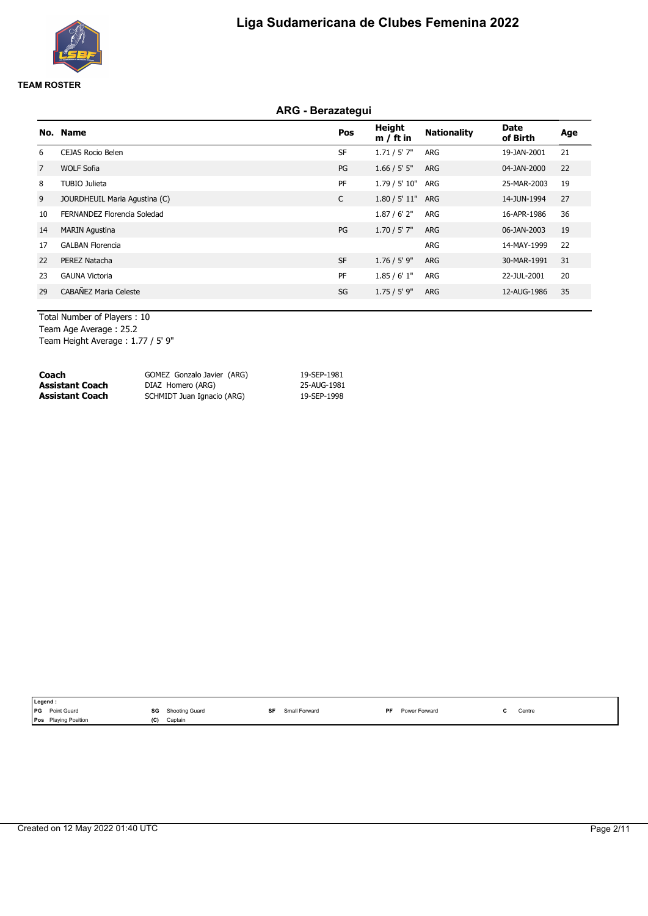# Liga Sudamericana de Clubes Femenina 2022

**TEAM ROSTER**

## ARG - Berazategui

| No. | Name | Pos | Height m / ft in | Nationality | Date of Birth | Age |
|---|---|---|---|---|---|---|
| 6 | CEJAS Rocio Belen | SF | 1.71 / 5' 7" | ARG | 19-JAN-2001 | 21 |
| 7 | WOLF Sofia | PG | 1.66 / 5' 5" | ARG | 04-JAN-2000 | 22 |
| 8 | TUBIO Julieta | PF | 1.79 / 5' 10" | ARG | 25-MAR-2003 | 19 |
| 9 | JOURDHEUIL Maria Agustina (C) | C | 1.80 / 5' 11" | ARG | 14-JUN-1994 | 27 |
| 10 | FERNANDEZ Florencia Soledad | | 1.87 / 6' 2" | ARG | 16-APR-1986 | 36 |
| 14 | MARIN Agustina | PG | 1.70 / 5' 7" | ARG | 06-JAN-2003 | 19 |
| 17 | GALBAN Florencia | | | ARG | 14-MAY-1999 | 22 |
| 22 | PEREZ Natacha | SF | 1.76 / 5' 9" | ARG | 30-MAR-1991 | 31 |
| 23 | GAUNA Victoria | PF | 1.85 / 6' 1" | ARG | 22-JUL-2001 | 20 |
| 29 | CABAÑEZ Maria Celeste | SG | 1.75 / 5' 9" | ARG | 12-AUG-1986 | 35 |

Total Number of Players : 10
Team Age Average : 25.2
Team Height Average : 1.77 / 5' 9"

| | | |
|---|---|---|
| **Coach** | GOMEZ Gonzalo Javier (ARG) | 19-SEP-1981 |
| **Assistant Coach** | DIAZ Homero (ARG) | 25-AUG-1981 |
| **Assistant Coach** | SCHMIDT Juan Ignacio (ARG) | 19-SEP-1998 |

**Legend :**

| | | | | | | | | | |
|---|---|---|---|---|---|---|---|---|---|
| PG | Point Guard | SG | Shooting Guard | SF | Small Forward | PF | Power Forward | C | Centre |
| Pos | Playing Position | (C) | Captain | | | | | | |

Created on 12 May 2022 01:40 UTC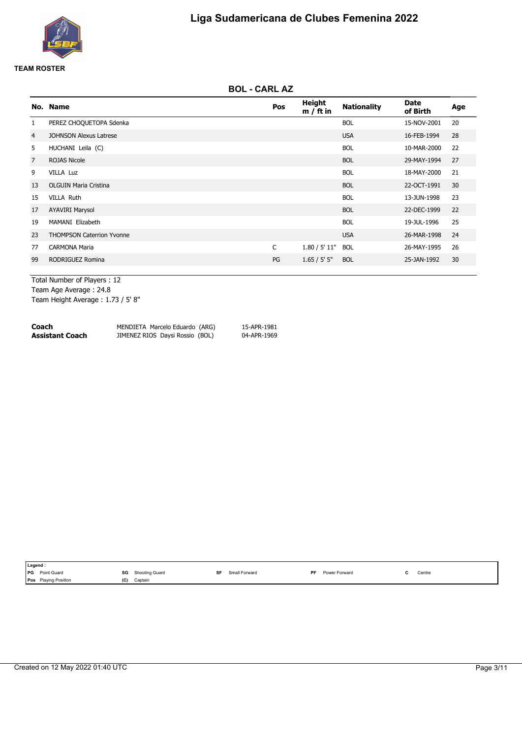# Liga Sudamericana de Clubes Femenina 2022

**TEAM ROSTER**

## BOL - CARL AZ

| No. | Name | Pos | Height m / ft in | Nationality | Date of Birth | Age |
|---|---|---|---|---|---|---|
| 1 | PEREZ CHOQUETOPA Sdenka | | | BOL | 15-NOV-2001 | 20 |
| 4 | JOHNSON Alexus Latrese | | | USA | 16-FEB-1994 | 28 |
| 5 | HUCHANI Leila (C) | | | BOL | 10-MAR-2000 | 22 |
| 7 | ROJAS Nicole | | | BOL | 29-MAY-1994 | 27 |
| 9 | VILLA Luz | | | BOL | 18-MAY-2000 | 21 |
| 13 | OLGUIN Maria Cristina | | | BOL | 22-OCT-1991 | 30 |
| 15 | VILLA Ruth | | | BOL | 13-JUN-1998 | 23 |
| 17 | AYAVIRI Marysol | | | BOL | 22-DEC-1999 | 22 |
| 19 | MAMANI Elizabeth | | | BOL | 19-JUL-1996 | 25 |
| 23 | THOMPSON Caterrion Yvonne | | | USA | 26-MAR-1998 | 24 |
| 77 | CARMONA Maria | C | 1.80 / 5' 11" | BOL | 26-MAY-1995 | 26 |
| 99 | RODRIGUEZ Romina | PG | 1.65 / 5' 5" | BOL | 25-JAN-1992 | 30 |

Total Number of Players : 12
Team Age Average : 24.8
Team Height Average : 1.73 / 5' 8"

| | | |
|---|---|---|
| **Coach** | MENDIETA Marcelo Eduardo (ARG) | 15-APR-1981 |
| **Assistant Coach** | JIMENEZ RIOS Daysi Rossio (BOL) | 04-APR-1969 |

**Legend :**

| | | | | | | | | | |
|---|---|---|---|---|---|---|---|---|---|
| PG | Point Guard | SG | Shooting Guard | SF | Small Forward | PF | Power Forward | C | Centre |
| Pos | Playing Position | (C) | Captain | | | | | | |

Created on 12 May 2022 01:40 UTC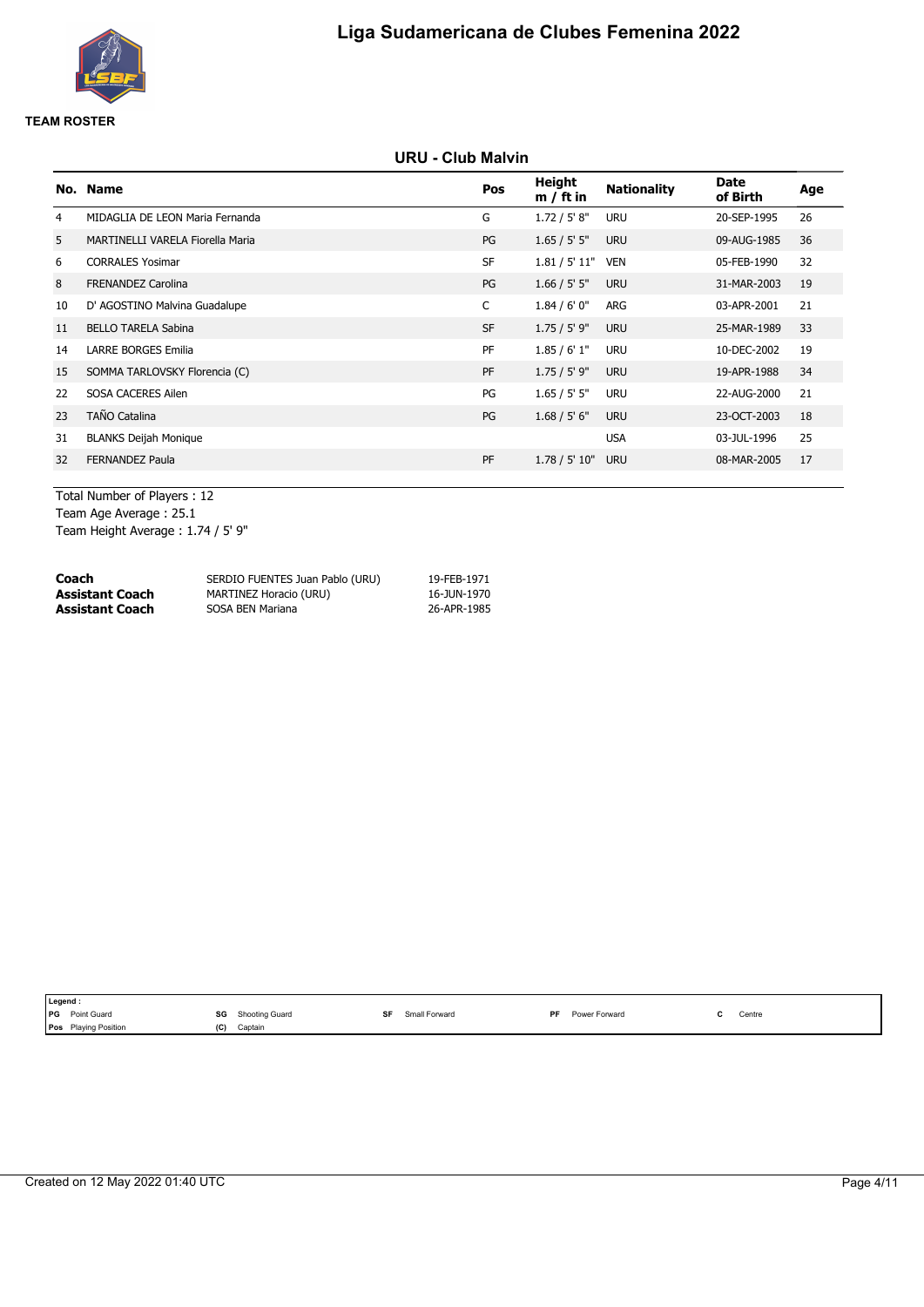# Liga Sudamericana de Clubes Femenina 2022

**TEAM ROSTER**

## URU - Club Malvin

| No. | Name | Pos | Height m / ft in | Nationality | Date of Birth | Age |
|---|---|---|---|---|---|---|
| 4 | MIDAGLIA DE LEON Maria Fernanda | G | 1.72 / 5' 8" | URU | 20-SEP-1995 | 26 |
| 5 | MARTINELLI VARELA Fiorella Maria | PG | 1.65 / 5' 5" | URU | 09-AUG-1985 | 36 |
| 6 | CORRALES Yosimar | SF | 1.81 / 5' 11" | VEN | 05-FEB-1990 | 32 |
| 8 | FRENANDEZ Carolina | PG | 1.66 / 5' 5" | URU | 31-MAR-2003 | 19 |
| 10 | D' AGOSTINO Malvina Guadalupe | C | 1.84 / 6' 0" | ARG | 03-APR-2001 | 21 |
| 11 | BELLO TARELA Sabina | SF | 1.75 / 5' 9" | URU | 25-MAR-1989 | 33 |
| 14 | LARRE BORGES Emilia | PF | 1.85 / 6' 1" | URU | 10-DEC-2002 | 19 |
| 15 | SOMMA TARLOVSKY Florencia (C) | PF | 1.75 / 5' 9" | URU | 19-APR-1988 | 34 |
| 22 | SOSA CACERES Ailen | PG | 1.65 / 5' 5" | URU | 22-AUG-2000 | 21 |
| 23 | TAÑO Catalina | PG | 1.68 / 5' 6" | URU | 23-OCT-2003 | 18 |
| 31 | BLANKS Deijah Monique | | | USA | 03-JUL-1996 | 25 |
| 32 | FERNANDEZ Paula | PF | 1.78 / 5' 10" | URU | 08-MAR-2005 | 17 |

Total Number of Players : 12
Team Age Average : 25.1
Team Height Average : 1.74 / 5' 9"

| | | |
|---|---|---|
| **Coach** | SERDIO FUENTES Juan Pablo (URU) | 19-FEB-1971 |
| **Assistant Coach** | MARTINEZ Horacio (URU) | 16-JUN-1970 |
| **Assistant Coach** | SOSA BEN Mariana | 26-APR-1985 |

**Legend :**
PG Point Guard | SG Shooting Guard | SF Small Forward | PF Power Forward | C Centre
Pos Playing Position | (C) Captain

Created on 12 May 2022 01:40 UTC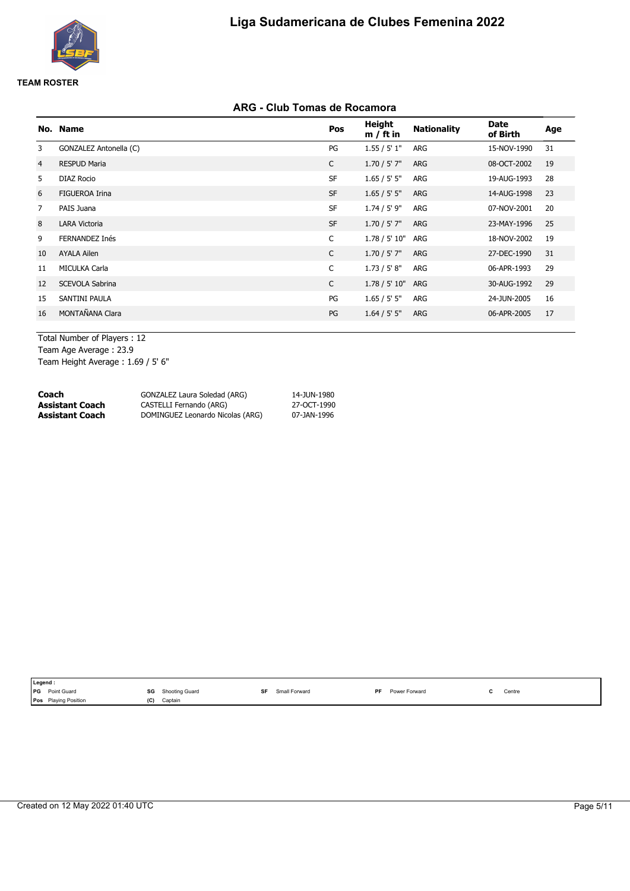# Liga Sudamericana de Clubes Femenina 2022

**TEAM ROSTER**

## ARG - Club Tomas de Rocamora

| No. | Name | Pos | Height m / ft in | Nationality | Date of Birth | Age |
|---|---|---|---|---|---|---|
| 3 | GONZALEZ Antonella (C) | PG | 1.55 / 5' 1" | ARG | 15-NOV-1990 | 31 |
| 4 | RESPUD Maria | C | 1.70 / 5' 7" | ARG | 08-OCT-2002 | 19 |
| 5 | DIAZ Rocio | SF | 1.65 / 5' 5" | ARG | 19-AUG-1993 | 28 |
| 6 | FIGUEROA Irina | SF | 1.65 / 5' 5" | ARG | 14-AUG-1998 | 23 |
| 7 | PAIS Juana | SF | 1.74 / 5' 9" | ARG | 07-NOV-2001 | 20 |
| 8 | LARA Victoria | SF | 1.70 / 5' 7" | ARG | 23-MAY-1996 | 25 |
| 9 | FERNANDEZ Inés | C | 1.78 / 5' 10" | ARG | 18-NOV-2002 | 19 |
| 10 | AYALA Ailen | C | 1.70 / 5' 7" | ARG | 27-DEC-1990 | 31 |
| 11 | MICULKA Carla | C | 1.73 / 5' 8" | ARG | 06-APR-1993 | 29 |
| 12 | SCEVOLA Sabrina | C | 1.78 / 5' 10" | ARG | 30-AUG-1992 | 29 |
| 15 | SANTINI PAULA | PG | 1.65 / 5' 5" | ARG | 24-JUN-2005 | 16 |
| 16 | MONTAÑANA Clara | PG | 1.64 / 5' 5" | ARG | 06-APR-2005 | 17 |

Total Number of Players : 12
Team Age Average : 23.9
Team Height Average : 1.69 / 5' 6"

| | | |
|---|---|---|
| **Coach** | GONZALEZ Laura Soledad (ARG) | 14-JUN-1980 |
| **Assistant Coach** | CASTELLI Fernando (ARG) | 27-OCT-1990 |
| **Assistant Coach** | DOMINGUEZ Leonardo Nicolas (ARG) | 07-JAN-1996 |

**Legend :**

| | | | | | | | | | |
|---|---|---|---|---|---|---|---|---|---|
| PG | Point Guard | SG | Shooting Guard | SF | Small Forward | PF | Power Forward | C | Centre |
| Pos | Playing Position | (C) | Captain | | | | | | |

Created on 12 May 2022 01:40 UTC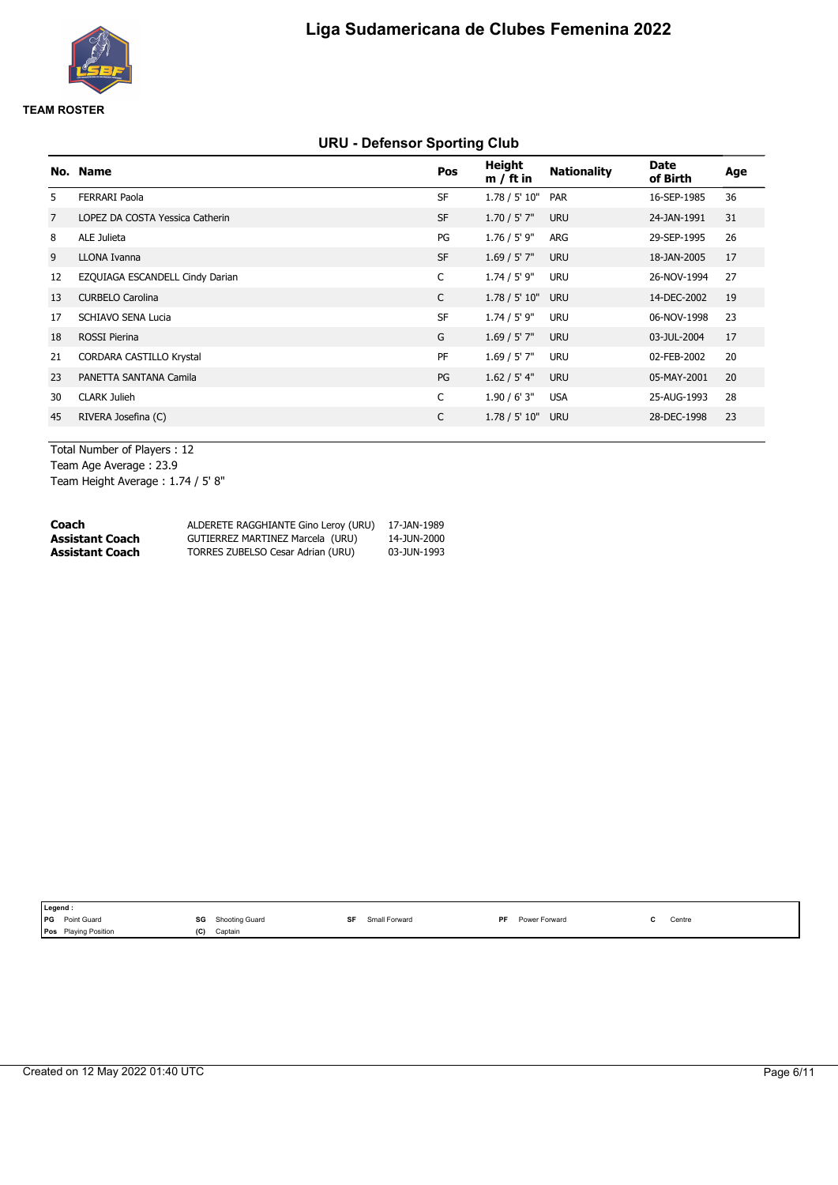# Liga Sudamericana de Clubes Femenina 2022

**TEAM ROSTER**

## URU - Defensor Sporting Club

| No. | Name | Pos | Height m / ft in | Nationality | Date of Birth | Age |
|---|---|---|---|---|---|---|
| 5 | FERRARI Paola | SF | 1.78 / 5' 10" | PAR | 16-SEP-1985 | 36 |
| 7 | LOPEZ DA COSTA Yessica Catherin | SF | 1.70 / 5' 7" | URU | 24-JAN-1991 | 31 |
| 8 | ALE Julieta | PG | 1.76 / 5' 9" | ARG | 29-SEP-1995 | 26 |
| 9 | LLONA Ivanna | SF | 1.69 / 5' 7" | URU | 18-JAN-2005 | 17 |
| 12 | EZQUIAGA ESCANDELL Cindy Darian | C | 1.74 / 5' 9" | URU | 26-NOV-1994 | 27 |
| 13 | CURBELO Carolina | C | 1.78 / 5' 10" | URU | 14-DEC-2002 | 19 |
| 17 | SCHIAVO SENA Lucia | SF | 1.74 / 5' 9" | URU | 06-NOV-1998 | 23 |
| 18 | ROSSI Pierina | G | 1.69 / 5' 7" | URU | 03-JUL-2004 | 17 |
| 21 | CORDARA CASTILLO Krystal | PF | 1.69 / 5' 7" | URU | 02-FEB-2002 | 20 |
| 23 | PANETTA SANTANA Camila | PG | 1.62 / 5' 4" | URU | 05-MAY-2001 | 20 |
| 30 | CLARK Julieh | C | 1.90 / 6' 3" | USA | 25-AUG-1993 | 28 |
| 45 | RIVERA Josefina (C) | C | 1.78 / 5' 10" | URU | 28-DEC-1998 | 23 |

Total Number of Players : 12
Team Age Average : 23.9
Team Height Average : 1.74 / 5' 8"

| | | |
|---|---|---|
| **Coach** | ALDERETE RAGGHIANTE Gino Leroy (URU) | 17-JAN-1989 |
| **Assistant Coach** | GUTIERREZ MARTINEZ Marcela (URU) | 14-JUN-2000 |
| **Assistant Coach** | TORRES ZUBELSO Cesar Adrian (URU) | 03-JUN-1993 |

**Legend :**

| | | | | | | | | | |
|---|---|---|---|---|---|---|---|---|---|
| PG | Point Guard | SG | Shooting Guard | SF | Small Forward | PF | Power Forward | C | Centre |
| Pos | Playing Position | (C) | Captain | | | | | | |

Created on 12 May 2022 01:40 UTC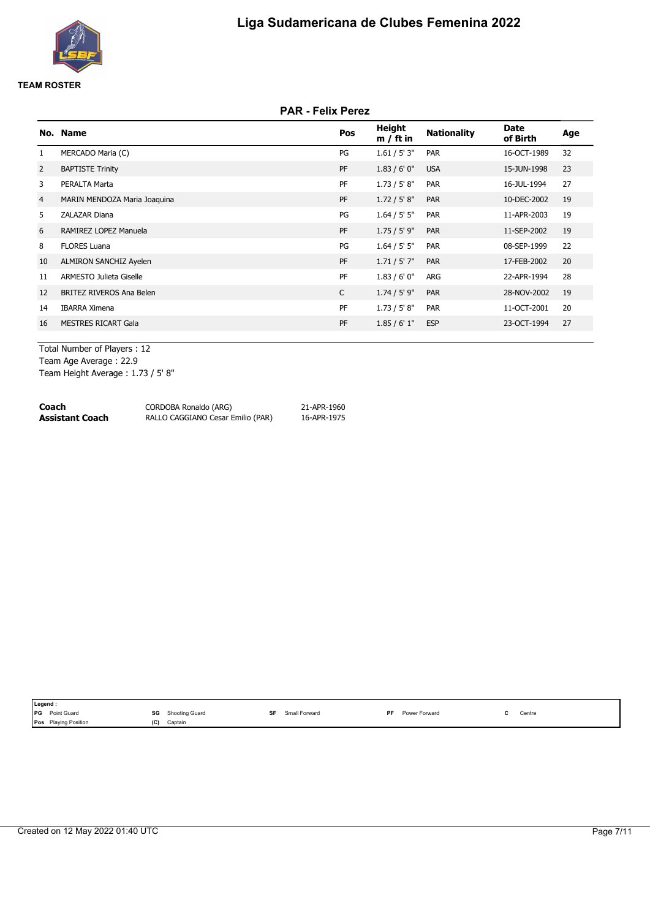# Liga Sudamericana de Clubes Femenina 2022

**TEAM ROSTER**

## PAR - Felix Perez

| No. | Name | Pos | Height m / ft in | Nationality | Date of Birth | Age |
|---|---|---|---|---|---|---|
| 1 | MERCADO Maria (C) | PG | 1.61 / 5' 3" | PAR | 16-OCT-1989 | 32 |
| 2 | BAPTISTE Trinity | PF | 1.83 / 6' 0" | USA | 15-JUN-1998 | 23 |
| 3 | PERALTA Marta | PF | 1.73 / 5' 8" | PAR | 16-JUL-1994 | 27 |
| 4 | MARIN MENDOZA Maria Joaquina | PF | 1.72 / 5' 8" | PAR | 10-DEC-2002 | 19 |
| 5 | ZALAZAR Diana | PG | 1.64 / 5' 5" | PAR | 11-APR-2003 | 19 |
| 6 | RAMIREZ LOPEZ Manuela | PF | 1.75 / 5' 9" | PAR | 11-SEP-2002 | 19 |
| 8 | FLORES Luana | PG | 1.64 / 5' 5" | PAR | 08-SEP-1999 | 22 |
| 10 | ALMIRON SANCHIZ Ayelen | PF | 1.71 / 5' 7" | PAR | 17-FEB-2002 | 20 |
| 11 | ARMESTO Julieta Giselle | PF | 1.83 / 6' 0" | ARG | 22-APR-1994 | 28 |
| 12 | BRITEZ RIVEROS Ana Belen | C | 1.74 / 5' 9" | PAR | 28-NOV-2002 | 19 |
| 14 | IBARRA Ximena | PF | 1.73 / 5' 8" | PAR | 11-OCT-2001 | 20 |
| 16 | MESTRES RICART Gala | PF | 1.85 / 6' 1" | ESP | 23-OCT-1994 | 27 |

Total Number of Players : 12
Team Age Average : 22.9
Team Height Average : 1.73 / 5' 8"

| | | |
|---|---|---|
| **Coach** | CORDOBA Ronaldo (ARG) | 21-APR-1960 |
| **Assistant Coach** | RALLO CAGGIANO Cesar Emilio (PAR) | 16-APR-1975 |

**Legend :**

| | | | | | | | | | |
|---|---|---|---|---|---|---|---|---|---|
| PG | Point Guard | SG | Shooting Guard | SF | Small Forward | PF | Power Forward | C | Centre |
| Pos | Playing Position | (C) | Captain | | | | | | |

Created on 12 May 2022 01:40 UTC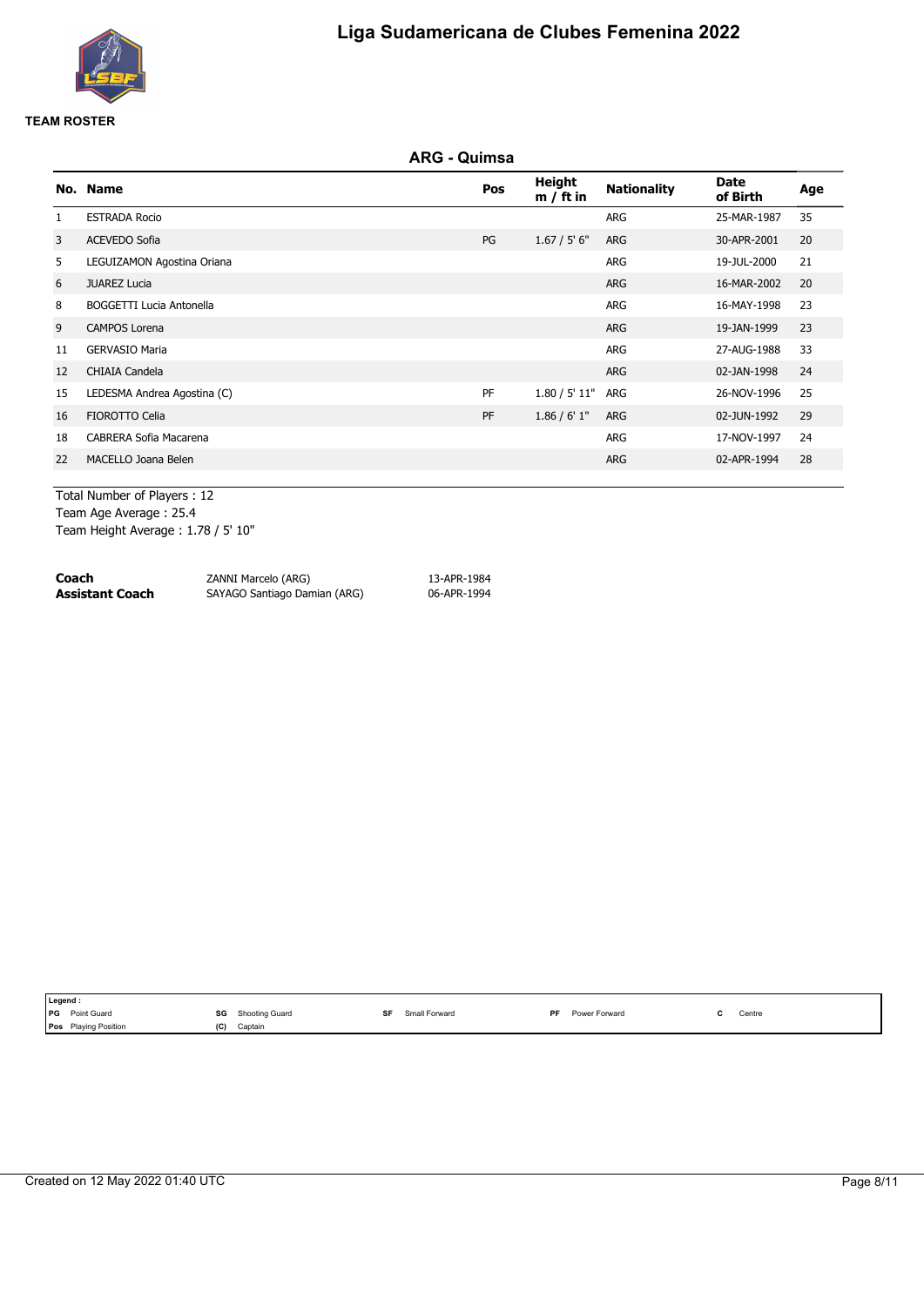# Liga Sudamericana de Clubes Femenina 2022

**TEAM ROSTER**

## ARG - Quimsa

| No. | Name | Pos | Height m / ft in | Nationality | Date of Birth | Age |
|---|---|---|---|---|---|---|
| 1 | ESTRADA Rocio | | | ARG | 25-MAR-1987 | 35 |
| 3 | ACEVEDO Sofia | PG | 1.67 / 5' 6" | ARG | 30-APR-2001 | 20 |
| 5 | LEGUIZAMON Agostina Oriana | | | ARG | 19-JUL-2000 | 21 |
| 6 | JUAREZ Lucia | | | ARG | 16-MAR-2002 | 20 |
| 8 | BOGGETTI Lucia Antonella | | | ARG | 16-MAY-1998 | 23 |
| 9 | CAMPOS Lorena | | | ARG | 19-JAN-1999 | 23 |
| 11 | GERVASIO Maria | | | ARG | 27-AUG-1988 | 33 |
| 12 | CHIAIA Candela | | | ARG | 02-JAN-1998 | 24 |
| 15 | LEDESMA Andrea Agostina (C) | PF | 1.80 / 5' 11" | ARG | 26-NOV-1996 | 25 |
| 16 | FIOROTTO Celia | PF | 1.86 / 6' 1" | ARG | 02-JUN-1992 | 29 |
| 18 | CABRERA Sofia Macarena | | | ARG | 17-NOV-1997 | 24 |
| 22 | MACELLO Joana Belen | | | ARG | 02-APR-1994 | 28 |

Total Number of Players : 12
Team Age Average : 25.4
Team Height Average : 1.78 / 5' 10"

| | | |
|---|---|---|
| **Coach** | ZANNI Marcelo (ARG) | 13-APR-1984 |
| **Assistant Coach** | SAYAGO Santiago Damian (ARG) | 06-APR-1994 |

**Legend :**

| | | | | | | | | | |
|---|---|---|---|---|---|---|---|---|---|
| PG | Point Guard | SG | Shooting Guard | SF | Small Forward | PF | Power Forward | C | Centre |
| Pos | Playing Position | (C) | Captain | | | | | | |

Created on 12 May 2022 01:40 UTC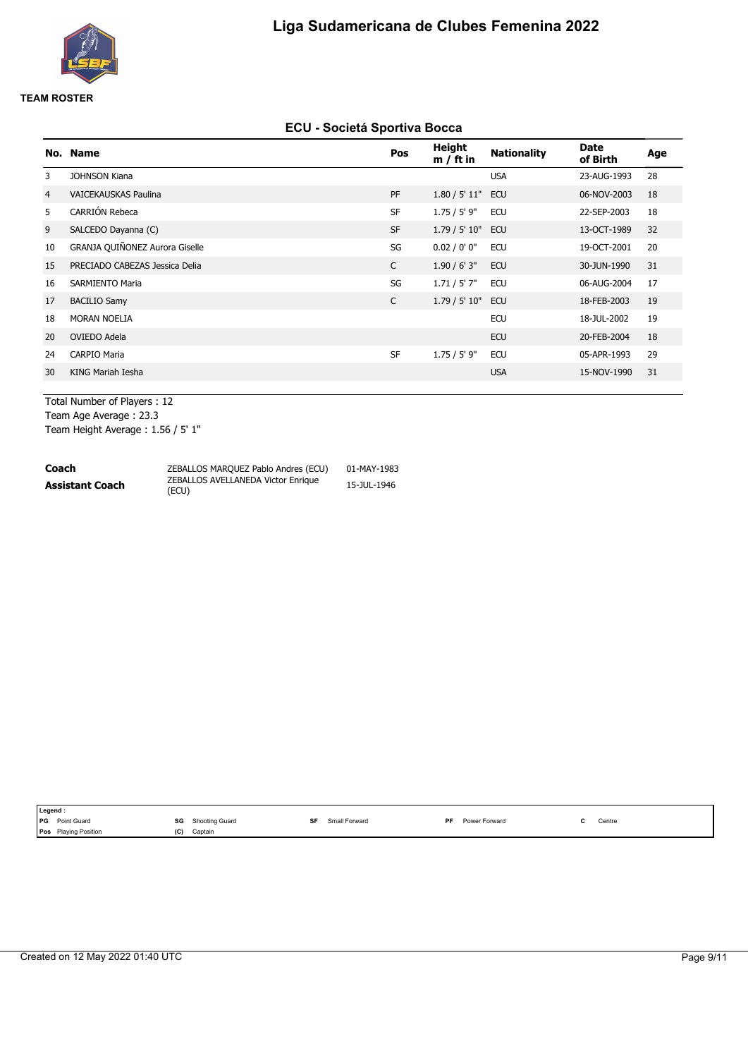# Liga Sudamericana de Clubes Femenina 2022

**TEAM ROSTER**

## ECU - Societá Sportiva Bocca

| No. | Name | Pos | Height m / ft in | Nationality | Date of Birth | Age |
|---|---|---|---|---|---|---|
| 3 | JOHNSON Kiana | | | USA | 23-AUG-1993 | 28 |
| 4 | VAICEKAUSKAS Paulina | PF | 1.80 / 5' 11" | ECU | 06-NOV-2003 | 18 |
| 5 | CARRIÓN Rebeca | SF | 1.75 / 5' 9" | ECU | 22-SEP-2003 | 18 |
| 9 | SALCEDO Dayanna (C) | SF | 1.79 / 5' 10" | ECU | 13-OCT-1989 | 32 |
| 10 | GRANJA QUIÑONEZ Aurora Giselle | SG | 0.02 / 0' 0" | ECU | 19-OCT-2001 | 20 |
| 15 | PRECIADO CABEZAS Jessica Delia | C | 1.90 / 6' 3" | ECU | 30-JUN-1990 | 31 |
| 16 | SARMIENTO Maria | SG | 1.71 / 5' 7" | ECU | 06-AUG-2004 | 17 |
| 17 | BACILIO Samy | C | 1.79 / 5' 10" | ECU | 18-FEB-2003 | 19 |
| 18 | MORAN NOELIA | | | ECU | 18-JUL-2002 | 19 |
| 20 | OVIEDO Adela | | | ECU | 20-FEB-2004 | 18 |
| 24 | CARPIO Maria | SF | 1.75 / 5' 9" | ECU | 05-APR-1993 | 29 |
| 30 | KING Mariah Iesha | | | USA | 15-NOV-1990 | 31 |

Total Number of Players : 12
Team Age Average : 23.3
Team Height Average : 1.56 / 5' 1"

| | | |
|---|---|---|
| **Coach** | ZEBALLOS MARQUEZ Pablo Andres (ECU) | 01-MAY-1983 |
| **Assistant Coach** | ZEBALLOS AVELLANEDA Victor Enrique (ECU) | 15-JUL-1946 |

**Legend :**

| | | | | | | | | | |
|---|---|---|---|---|---|---|---|---|---|
| PG | Point Guard | SG | Shooting Guard | SF | Small Forward | PF | Power Forward | C | Centre |
| Pos | Playing Position | (C) | Captain | | | | | | |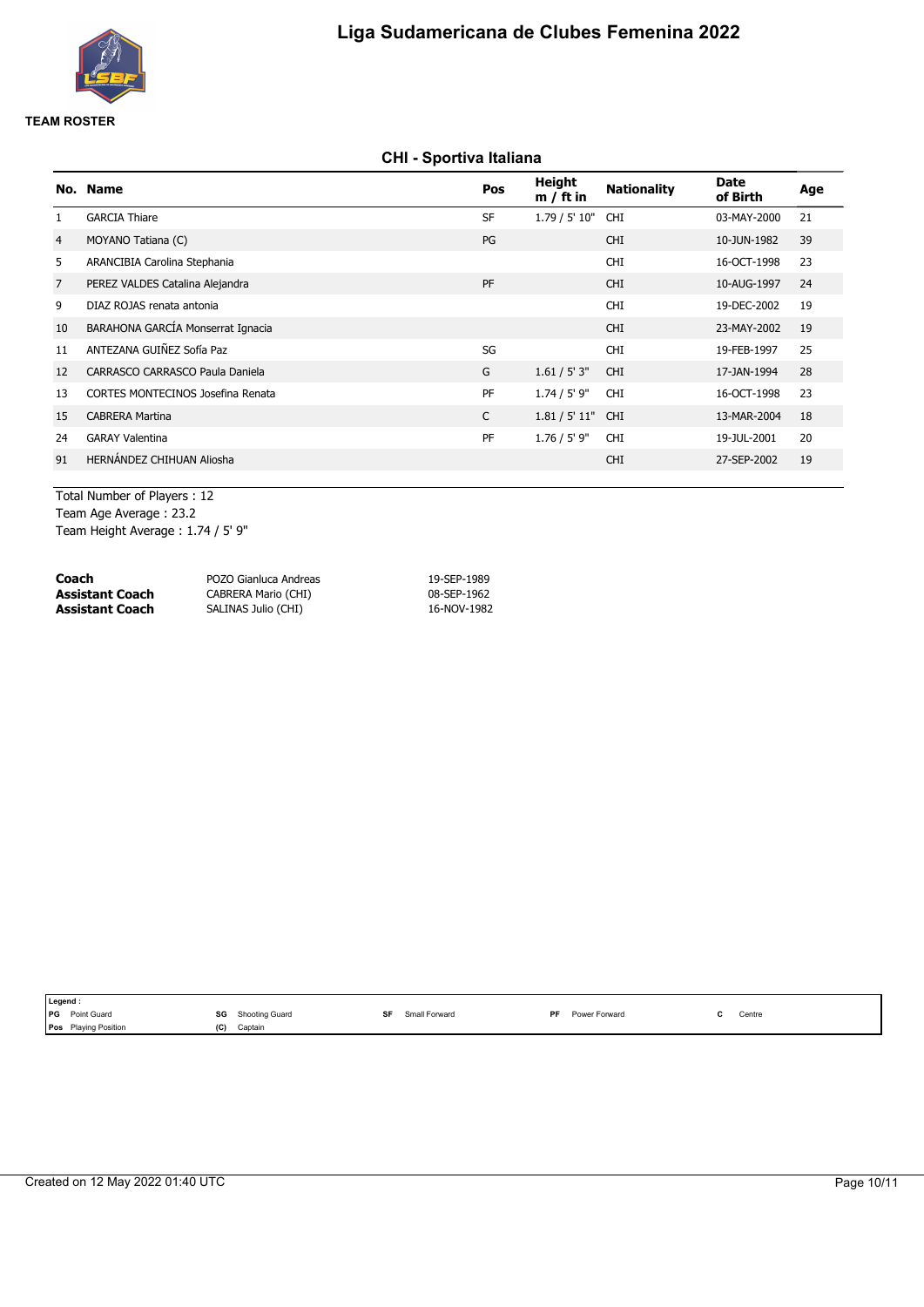# Liga Sudamericana de Clubes Femenina 2022

**TEAM ROSTER**

## CHI - Sportiva Italiana

| No. | Name | Pos | Height m / ft in | Nationality | Date of Birth | Age |
|---|---|---|---|---|---|---|
| 1 | GARCIA Thiare | SF | 1.79 / 5' 10" | CHI | 03-MAY-2000 | 21 |
| 4 | MOYANO Tatiana (C) | PG | | CHI | 10-JUN-1982 | 39 |
| 5 | ARANCIBIA Carolina Stephania | | | CHI | 16-OCT-1998 | 23 |
| 7 | PEREZ VALDES Catalina Alejandra | PF | | CHI | 10-AUG-1997 | 24 |
| 9 | DIAZ ROJAS renata antonia | | | CHI | 19-DEC-2002 | 19 |
| 10 | BARAHONA GARCÍA Monserrat Ignacia | | | CHI | 23-MAY-2002 | 19 |
| 11 | ANTEZANA GUIÑEZ Sofía Paz | SG | | CHI | 19-FEB-1997 | 25 |
| 12 | CARRASCO CARRASCO Paula Daniela | G | 1.61 / 5' 3" | CHI | 17-JAN-1994 | 28 |
| 13 | CORTES MONTECINOS Josefina Renata | PF | 1.74 / 5' 9" | CHI | 16-OCT-1998 | 23 |
| 15 | CABRERA Martina | C | 1.81 / 5' 11" | CHI | 13-MAR-2004 | 18 |
| 24 | GARAY Valentina | PF | 1.76 / 5' 9" | CHI | 19-JUL-2001 | 20 |
| 91 | HERNÁNDEZ CHIHUAN Aliosha | | | CHI | 27-SEP-2002 | 19 |

Total Number of Players : 12
Team Age Average : 23.2
Team Height Average : 1.74 / 5' 9"

| | | |
|---|---|---|
| **Coach** | POZO Gianluca Andreas | 19-SEP-1989 |
| **Assistant Coach** | CABRERA Mario (CHI) | 08-SEP-1962 |
| **Assistant Coach** | SALINAS Julio (CHI) | 16-NOV-1982 |

**Legend :**

| | | | | | | | | | |
|---|---|---|---|---|---|---|---|---|---|
| PG | Point Guard | SG | Shooting Guard | SF | Small Forward | PF | Power Forward | C | Centre |
| Pos | Playing Position | (C) | Captain | | | | | | |

Created on 12 May 2022 01:40 UTC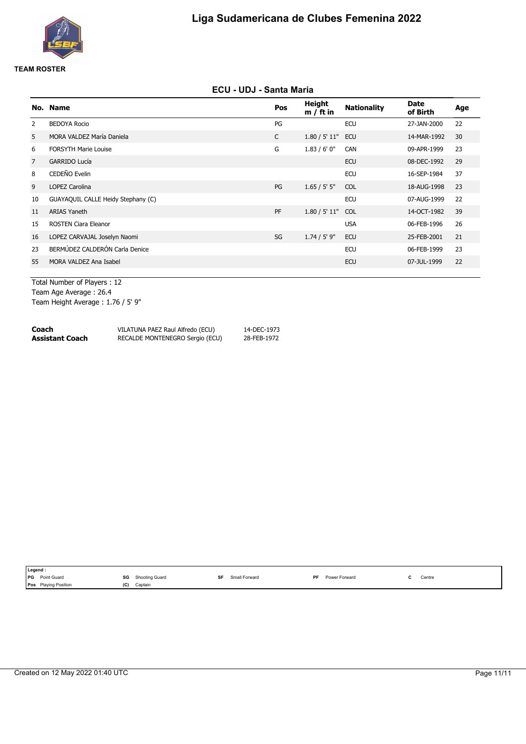# Liga Sudamericana de Clubes Femenina 2022

**TEAM ROSTER**

## ECU - UDJ - Santa Maria

| No. | Name | Pos | Height m / ft in | Nationality | Date of Birth | Age |
|---|---|---|---|---|---|---|
| 2 | BEDOYA Rocio | PG | | ECU | 27-JAN-2000 | 22 |
| 5 | MORA VALDEZ María Daniela | C | 1.80 / 5' 11" | ECU | 14-MAR-1992 | 30 |
| 6 | FORSYTH Marie Louise | G | 1.83 / 6' 0" | CAN | 09-APR-1999 | 23 |
| 7 | GARRIDO Lucía | | | ECU | 08-DEC-1992 | 29 |
| 8 | CEDEÑO Evelin | | | ECU | 16-SEP-1984 | 37 |
| 9 | LOPEZ Carolina | PG | 1.65 / 5' 5" | COL | 18-AUG-1998 | 23 |
| 10 | GUAYAQUIL CALLE Heidy Stephany (C) | | | ECU | 07-AUG-1999 | 22 |
| 11 | ARIAS Yaneth | PF | 1.80 / 5' 11" | COL | 14-OCT-1982 | 39 |
| 15 | ROSTEN Ciara Eleanor | | | USA | 06-FEB-1996 | 26 |
| 16 | LOPEZ CARVAJAL Joselyn Naomi | SG | 1.74 / 5' 9" | ECU | 25-FEB-2001 | 21 |
| 23 | BERMÚDEZ CALDERÓN Carla Denice | | | ECU | 06-FEB-1999 | 23 |
| 55 | MORA VALDEZ Ana Isabel | | | ECU | 07-JUL-1999 | 22 |

Total Number of Players : 12
Team Age Average : 26.4
Team Height Average : 1.76 / 5' 9"

| | | |
|---|---|---|
| **Coach** | VILATUNA PAEZ Raul Alfredo (ECU) | 14-DEC-1973 |
| **Assistant Coach** | RECALDE MONTENEGRO Sergio (ECU) | 28-FEB-1972 |

| Legend : | | | | |
|---|---|---|---|---|
| **PG** Point Guard | **SG** Shooting Guard | **SF** Small Forward | **PF** Power Forward | **C** Centre |
| **Pos** Playing Position | **(C)** Captain | | | |

Created on 12 May 2022 01:40 UTC